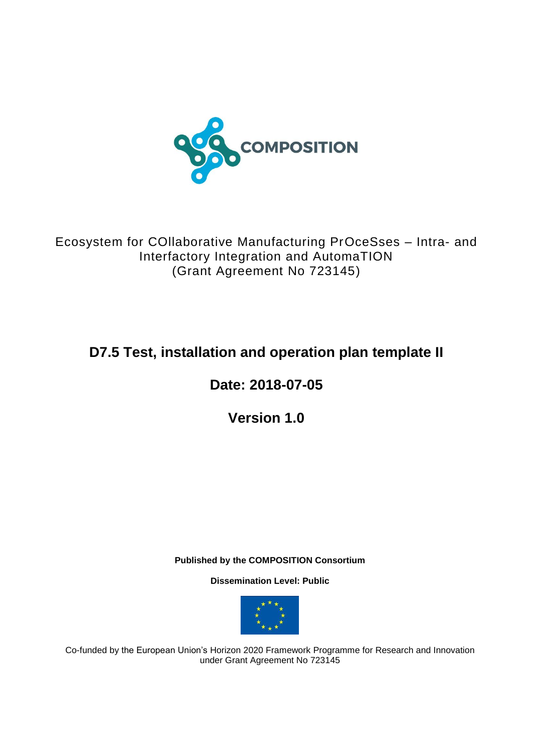COMPOSITION

Ecosystem for COllaborative Manufacturing PrOceSses – Intra- and Interfactory Integration and AutomaTION
(Grant Agreement No 723145)

# D7.5 Test, installation and operation plan template II

## Date: 2018-07-05

## Version 1.0

**Published by the COMPOSITION Consortium**

**Dissemination Level: Public**

Co-funded by the European Union's Horizon 2020 Framework Programme for Research and Innovation under Grant Agreement No 723145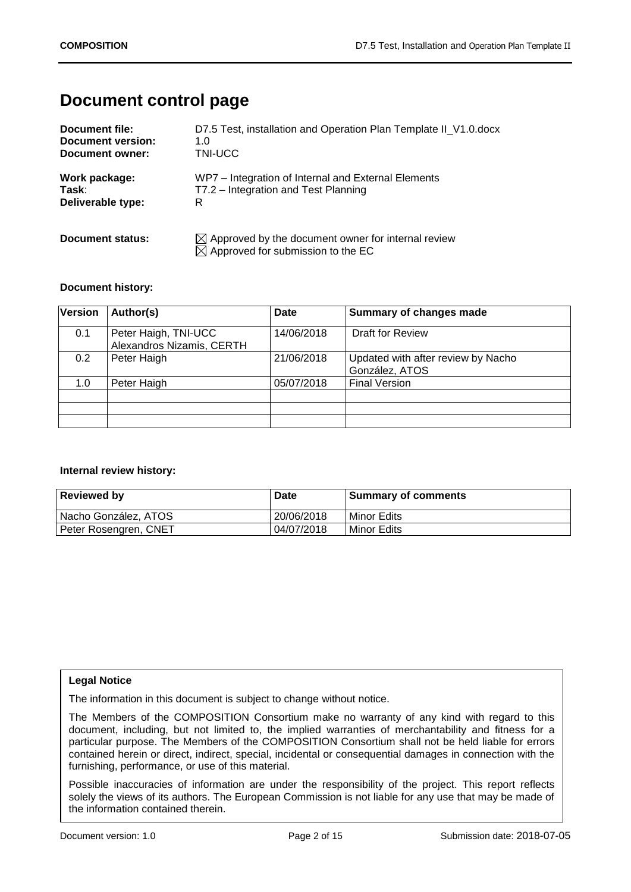# Document control page

**Document file:** D7.5 Test, installation and Operation Plan Template II_V1.0.docx
**Document version:** 1.0
**Document owner:** TNI-UCC

**Work package:** WP7 – Integration of Internal and External Elements
**Task**: T7.2 – Integration and Test Planning
**Deliverable type:** R

**Document status:**
☒ Approved by the document owner for internal review
☒ Approved for submission to the EC

**Document history:**

| Version | Author(s) | Date | Summary of changes made |
|---|---|---|---|
| 0.1 | Peter Haigh, TNI-UCC<br>Alexandros Nizamis, CERTH | 14/06/2018 | Draft for Review |
| 0.2 | Peter Haigh | 21/06/2018 | Updated with after review by Nacho González, ATOS |
| 1.0 | Peter Haigh | 05/07/2018 | Final Version |
| | | | |
| | | | |
| | | | |

**Internal review history:**

| Reviewed by | Date | Summary of comments |
|---|---|---|
| Nacho González, ATOS | 20/06/2018 | Minor Edits |
| Peter Rosengren, CNET | 04/07/2018 | Minor Edits |

**Legal Notice**

The information in this document is subject to change without notice.

The Members of the COMPOSITION Consortium make no warranty of any kind with regard to this document, including, but not limited to, the implied warranties of merchantability and fitness for a particular purpose. The Members of the COMPOSITION Consortium shall not be held liable for errors contained herein or direct, indirect, special, incidental or consequential damages in connection with the furnishing, performance, or use of this material.

Possible inaccuracies of information are under the responsibility of the project. This report reflects solely the views of its authors. The European Commission is not liable for any use that may be made of the information contained therein.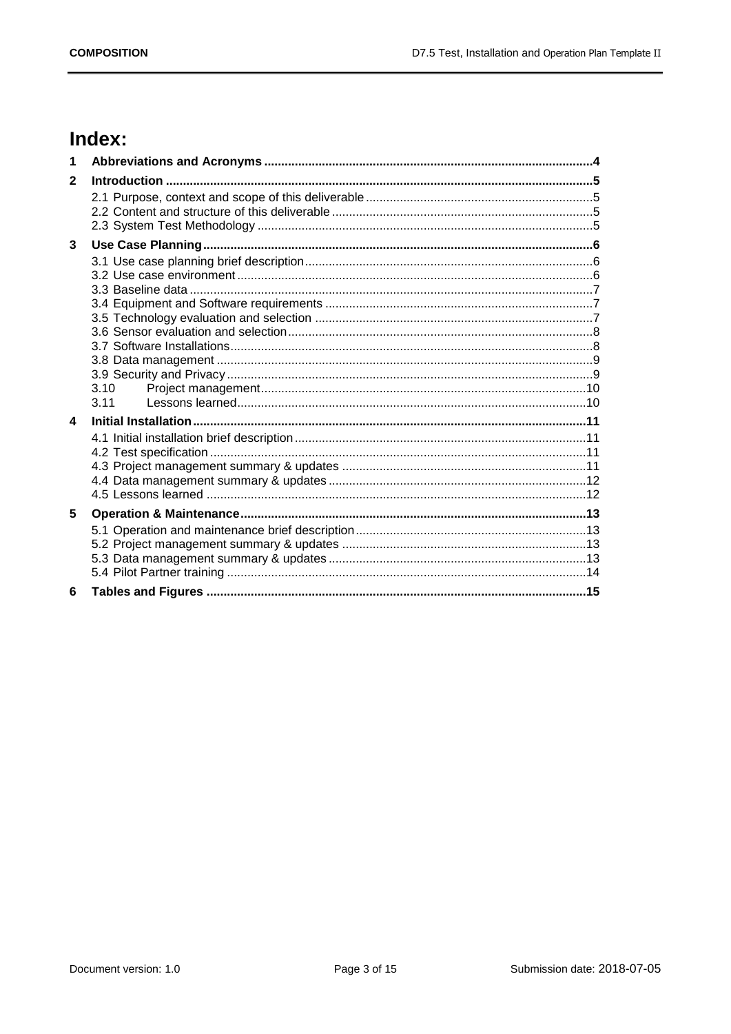# Index:

- 1 **Abbreviations and Acronyms** ..... 4
- 2 **Introduction** ..... 5
  - 2.1 Purpose, context and scope of this deliverable ..... 5
  - 2.2 Content and structure of this deliverable ..... 5
  - 2.3 System Test Methodology ..... 5
- 3 **Use Case Planning** ..... 6
  - 3.1 Use case planning brief description ..... 6
  - 3.2 Use case environment ..... 6
  - 3.3 Baseline data ..... 7
  - 3.4 Equipment and Software requirements ..... 7
  - 3.5 Technology evaluation and selection ..... 7
  - 3.6 Sensor evaluation and selection ..... 8
  - 3.7 Software Installations ..... 8
  - 3.8 Data management ..... 9
  - 3.9 Security and Privacy ..... 9
  - 3.10 Project management ..... 10
  - 3.11 Lessons learned ..... 10
- 4 **Initial Installation** ..... 11
  - 4.1 Initial installation brief description ..... 11
  - 4.2 Test specification ..... 11
  - 4.3 Project management summary & updates ..... 11
  - 4.4 Data management summary & updates ..... 12
  - 4.5 Lessons learned ..... 12
- 5 **Operation & Maintenance** ..... 13
  - 5.1 Operation and maintenance brief description ..... 13
  - 5.2 Project management summary & updates ..... 13
  - 5.3 Data management summary & updates ..... 13
  - 5.4 Pilot Partner training ..... 14
- 6 **Tables and Figures** ..... 15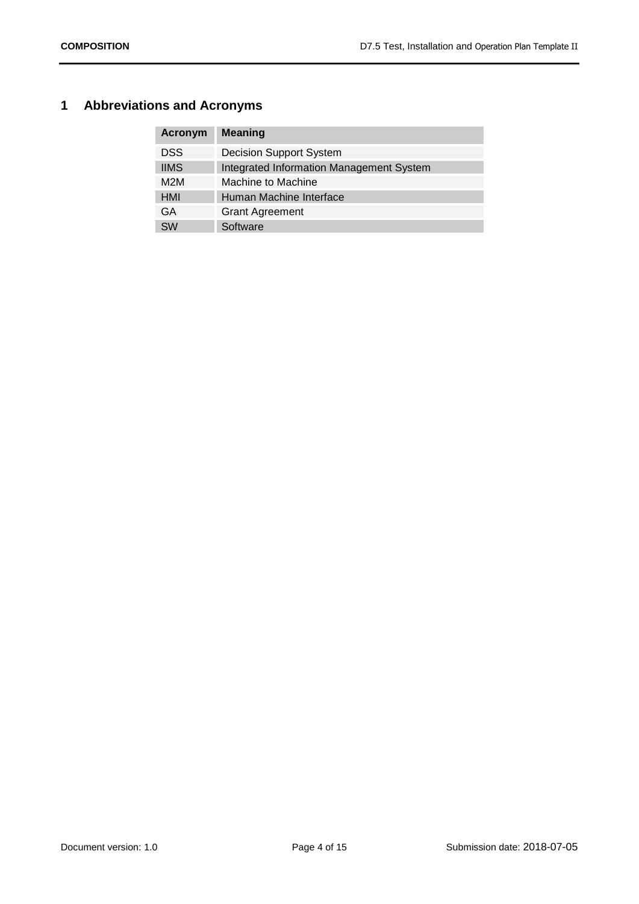# 1 Abbreviations and Acronyms

| Acronym | Meaning |
|---|---|
| DSS | Decision Support System |
| IIMS | Integrated Information Management System |
| M2M | Machine to Machine |
| HMI | Human Machine Interface |
| GA | Grant Agreement |
| SW | Software |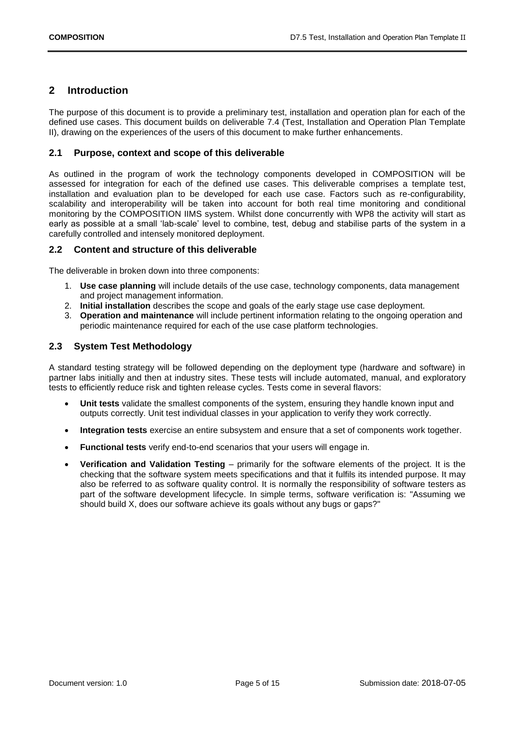# 2 Introduction

The purpose of this document is to provide a preliminary test, installation and operation plan for each of the defined use cases. This document builds on deliverable 7.4 (Test, Installation and Operation Plan Template II), drawing on the experiences of the users of this document to make further enhancements.

## 2.1 Purpose, context and scope of this deliverable

As outlined in the program of work the technology components developed in COMPOSITION will be assessed for integration for each of the defined use cases. This deliverable comprises a template test, installation and evaluation plan to be developed for each use case. Factors such as re-configurability, scalability and interoperability will be taken into account for both real time monitoring and conditional monitoring by the COMPOSITION IIMS system. Whilst done concurrently with WP8 the activity will start as early as possible at a small 'lab-scale' level to combine, test, debug and stabilise parts of the system in a carefully controlled and intensely monitored deployment.

## 2.2 Content and structure of this deliverable

The deliverable in broken down into three components:

1. **Use case planning** will include details of the use case, technology components, data management and project management information.
2. **Initial installation** describes the scope and goals of the early stage use case deployment.
3. **Operation and maintenance** will include pertinent information relating to the ongoing operation and periodic maintenance required for each of the use case platform technologies.

## 2.3 System Test Methodology

A standard testing strategy will be followed depending on the deployment type (hardware and software) in partner labs initially and then at industry sites. These tests will include automated, manual, and exploratory tests to efficiently reduce risk and tighten release cycles. Tests come in several flavors:

- **Unit tests** validate the smallest components of the system, ensuring they handle known input and outputs correctly. Unit test individual classes in your application to verify they work correctly.
- **Integration tests** exercise an entire subsystem and ensure that a set of components work together.
- **Functional tests** verify end-to-end scenarios that your users will engage in.
- **Verification and Validation Testing** – primarily for the software elements of the project. It is the checking that the software system meets specifications and that it fulfils its intended purpose. It may also be referred to as software quality control. It is normally the responsibility of software testers as part of the software development lifecycle. In simple terms, software verification is: "Assuming we should build X, does our software achieve its goals without any bugs or gaps?"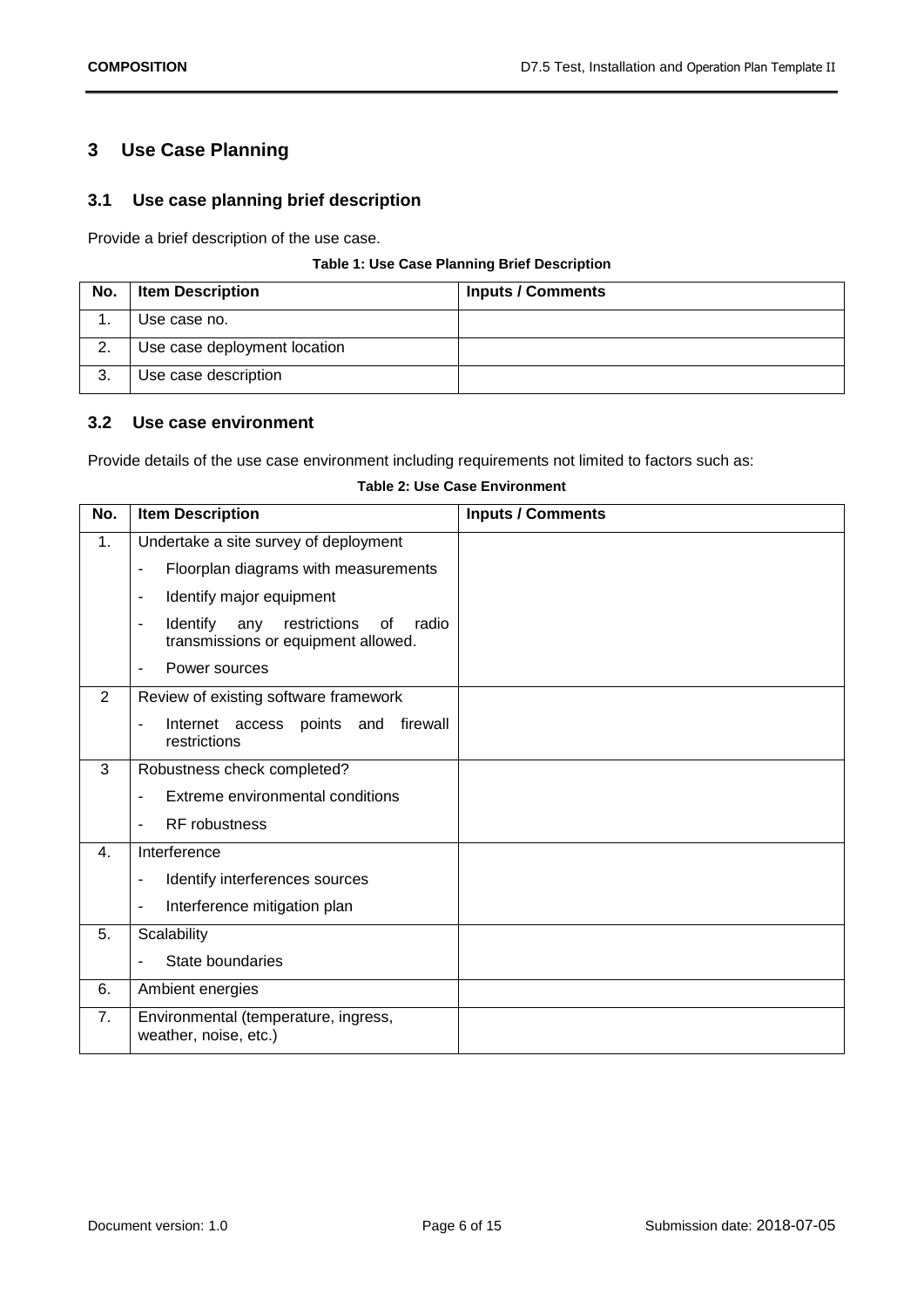# 3 Use Case Planning

## 3.1 Use case planning brief description

Provide a brief description of the use case.

**Table 1: Use Case Planning Brief Description**

| No. | Item Description | Inputs / Comments |
|---|---|---|
| 1. | Use case no. | |
| 2. | Use case deployment location | |
| 3. | Use case description | |

## 3.2 Use case environment

Provide details of the use case environment including requirements not limited to factors such as:

**Table 2: Use Case Environment**

| No. | Item Description | Inputs / Comments |
|---|---|---|
| 1. | Undertake a site survey of deployment<br>- Floorplan diagrams with measurements<br>- Identify major equipment<br>- Identify any restrictions of radio transmissions or equipment allowed.<br>- Power sources | |
| 2 | Review of existing software framework<br>- Internet access points and firewall restrictions | |
| 3 | Robustness check completed?<br>- Extreme environmental conditions<br>- RF robustness | |
| 4. | Interference<br>- Identify interferences sources<br>- Interference mitigation plan | |
| 5. | Scalability<br>- State boundaries | |
| 6. | Ambient energies | |
| 7. | Environmental (temperature, ingress, weather, noise, etc.) | |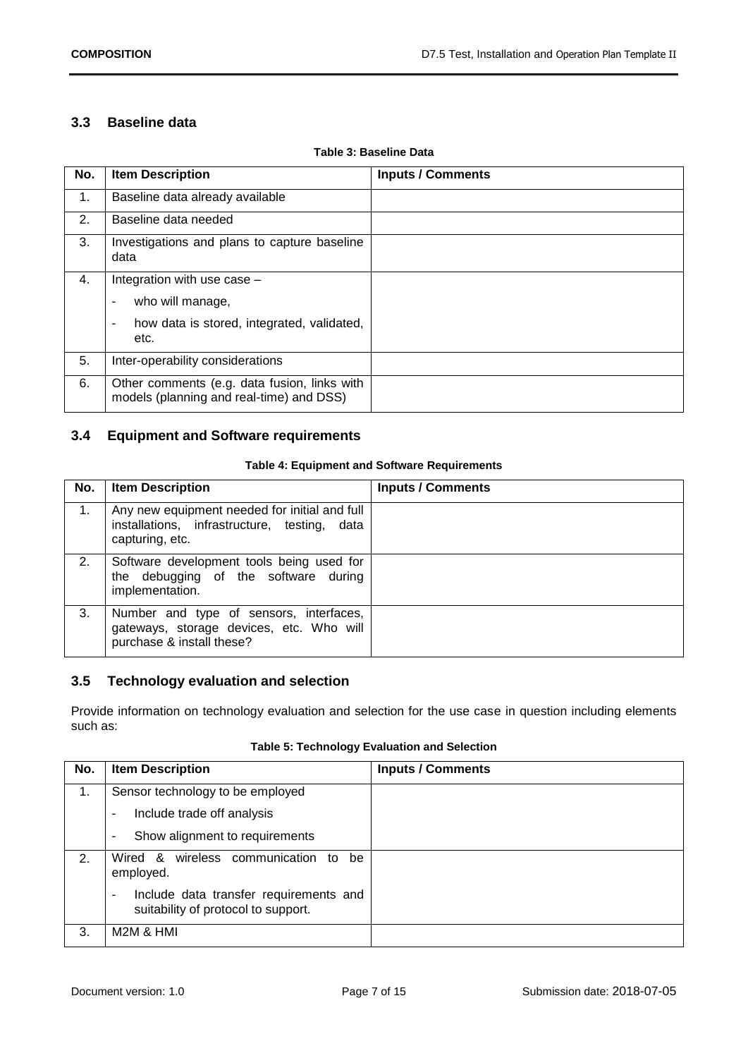### 3.3 Baseline data

**Table 3: Baseline Data**

| No. | Item Description | Inputs / Comments |
|---|---|---|
| 1. | Baseline data already available | |
| 2. | Baseline data needed | |
| 3. | Investigations and plans to capture baseline data | |
| 4. | Integration with use case –<br>- who will manage,<br>- how data is stored, integrated, validated, etc. | |
| 5. | Inter-operability considerations | |
| 6. | Other comments (e.g. data fusion, links with models (planning and real-time) and DSS) | |

### 3.4 Equipment and Software requirements

**Table 4: Equipment and Software Requirements**

| No. | Item Description | Inputs / Comments |
|---|---|---|
| 1. | Any new equipment needed for initial and full installations, infrastructure, testing, data capturing, etc. | |
| 2. | Software development tools being used for the debugging of the software during implementation. | |
| 3. | Number and type of sensors, interfaces, gateways, storage devices, etc. Who will purchase & install these? | |

### 3.5 Technology evaluation and selection

Provide information on technology evaluation and selection for the use case in question including elements such as:

**Table 5: Technology Evaluation and Selection**

| No. | Item Description | Inputs / Comments |
|---|---|---|
| 1. | Sensor technology to be employed<br>- Include trade off analysis<br>- Show alignment to requirements | |
| 2. | Wired & wireless communication to be employed.<br>- Include data transfer requirements and suitability of protocol to support. | |
| 3. | M2M & HMI | |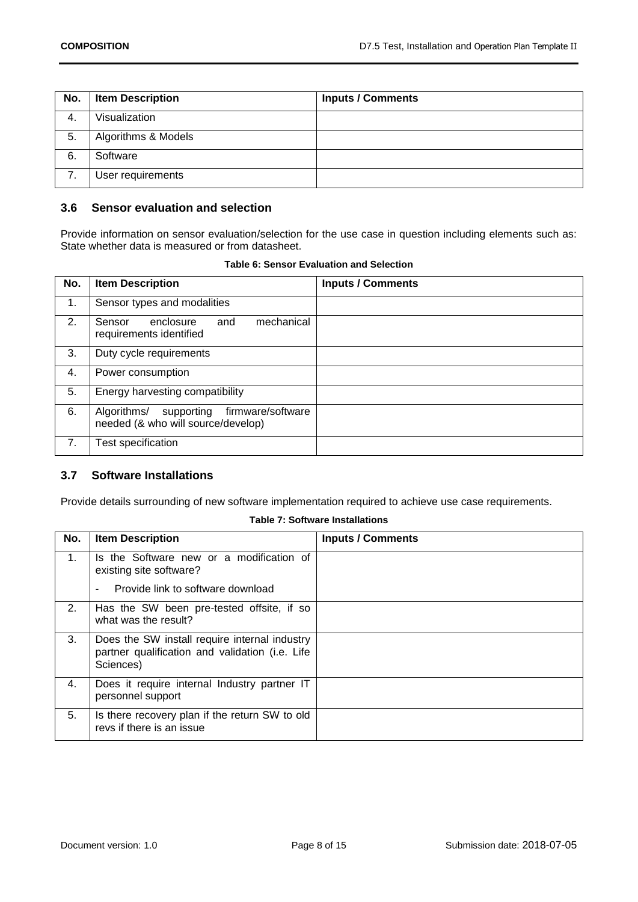| No. | Item Description | Inputs / Comments |
| --- | --- | --- |
| 4. | Visualization | |
| 5. | Algorithms & Models | |
| 6. | Software | |
| 7. | User requirements | |

### 3.6 Sensor evaluation and selection

Provide information on sensor evaluation/selection for the use case in question including elements such as: State whether data is measured or from datasheet.

**Table 6: Sensor Evaluation and Selection**

| No. | Item Description | Inputs / Comments |
| --- | --- | --- |
| 1. | Sensor types and modalities | |
| 2. | Sensor enclosure and mechanical requirements identified | |
| 3. | Duty cycle requirements | |
| 4. | Power consumption | |
| 5. | Energy harvesting compatibility | |
| 6. | Algorithms/ supporting firmware/software needed (& who will source/develop) | |
| 7. | Test specification | |

### 3.7 Software Installations

Provide details surrounding of new software implementation required to achieve use case requirements.

**Table 7: Software Installations**

| No. | Item Description | Inputs / Comments |
| --- | --- | --- |
| 1. | Is the Software new or a modification of existing site software?<br>- Provide link to software download | |
| 2. | Has the SW been pre-tested offsite, if so what was the result? | |
| 3. | Does the SW install require internal industry partner qualification and validation (i.e. Life Sciences) | |
| 4. | Does it require internal Industry partner IT personnel support | |
| 5. | Is there recovery plan if the return SW to old revs if there is an issue | |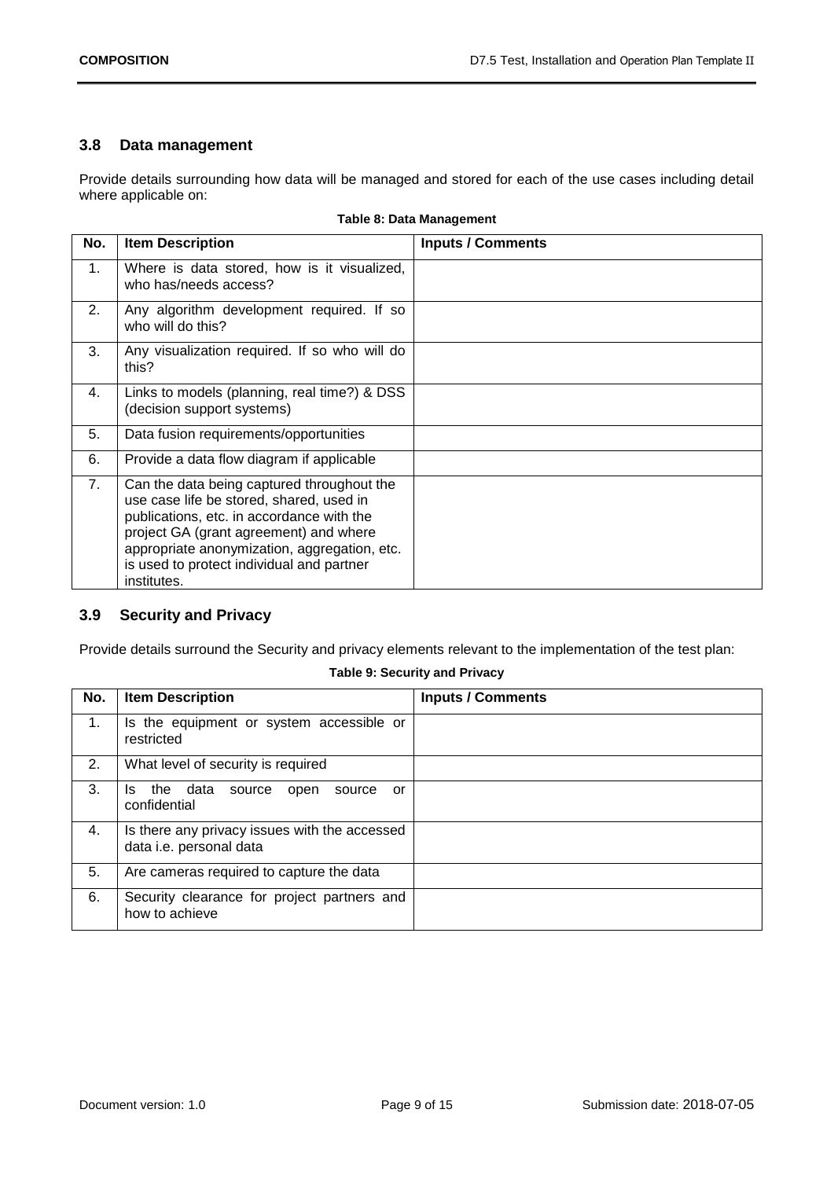### 3.8 Data management

Provide details surrounding how data will be managed and stored for each of the use cases including detail where applicable on:

**Table 8: Data Management**

| No. | Item Description | Inputs / Comments |
|---|---|---|
| 1. | Where is data stored, how is it visualized, who has/needs access? | |
| 2. | Any algorithm development required. If so who will do this? | |
| 3. | Any visualization required. If so who will do this? | |
| 4. | Links to models (planning, real time?) & DSS (decision support systems) | |
| 5. | Data fusion requirements/opportunities | |
| 6. | Provide a data flow diagram if applicable | |
| 7. | Can the data being captured throughout the use case life be stored, shared, used in publications, etc. in accordance with the project GA (grant agreement) and where appropriate anonymization, aggregation, etc. is used to protect individual and partner institutes. | |

### 3.9 Security and Privacy

Provide details surround the Security and privacy elements relevant to the implementation of the test plan:

**Table 9: Security and Privacy**

| No. | Item Description | Inputs / Comments |
|---|---|---|
| 1. | Is the equipment or system accessible or restricted | |
| 2. | What level of security is required | |
| 3. | Is the data source open source or confidential | |
| 4. | Is there any privacy issues with the accessed data i.e. personal data | |
| 5. | Are cameras required to capture the data | |
| 6. | Security clearance for project partners and how to achieve | |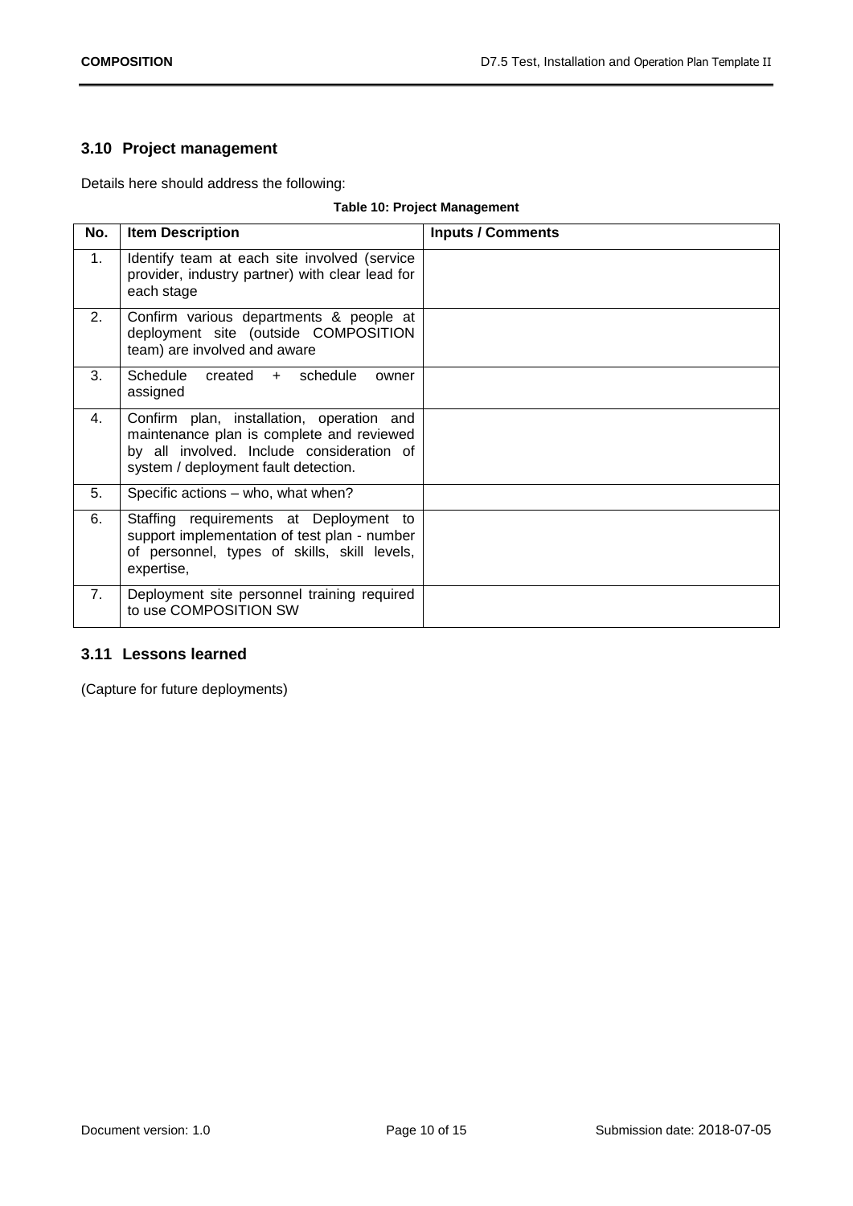### 3.10 Project management

Details here should address the following:

**Table 10: Project Management**

| No. | Item Description | Inputs / Comments |
|---|---|---|
| 1. | Identify team at each site involved (service provider, industry partner) with clear lead for each stage | |
| 2. | Confirm various departments & people at deployment site (outside COMPOSITION team) are involved and aware | |
| 3. | Schedule created + schedule owner assigned | |
| 4. | Confirm plan, installation, operation and maintenance plan is complete and reviewed by all involved. Include consideration of system / deployment fault detection. | |
| 5. | Specific actions – who, what when? | |
| 6. | Staffing requirements at Deployment to support implementation of test plan - number of personnel, types of skills, skill levels, expertise, | |
| 7. | Deployment site personnel training required to use COMPOSITION SW | |

### 3.11 Lessons learned

(Capture for future deployments)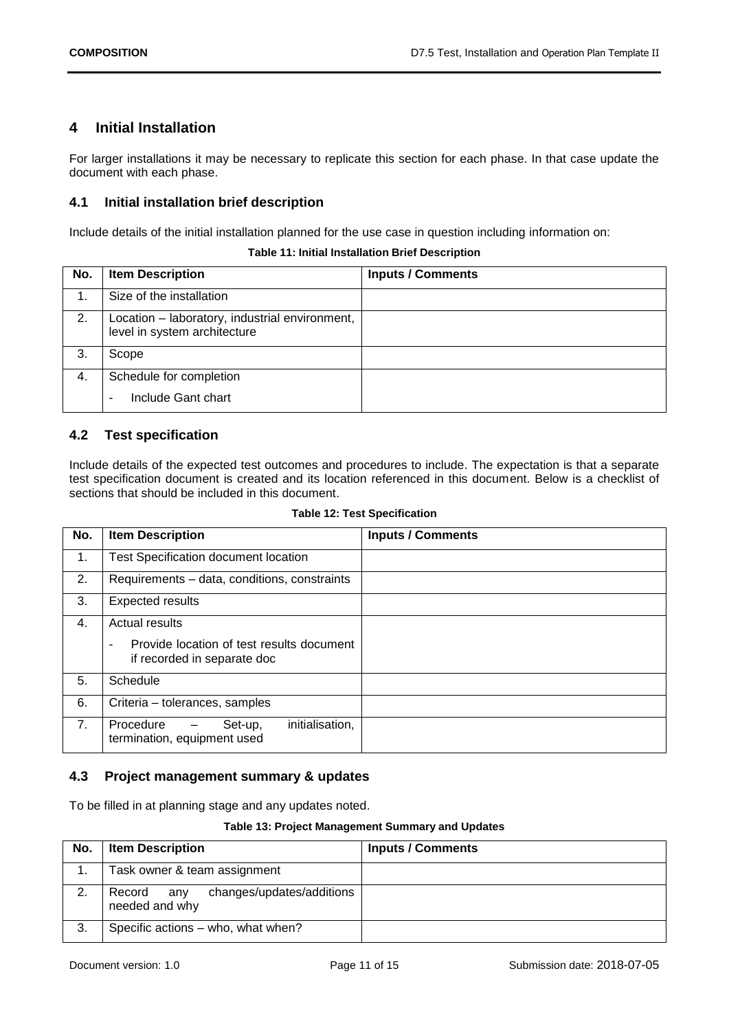# 4 Initial Installation

For larger installations it may be necessary to replicate this section for each phase. In that case update the document with each phase.

## 4.1 Initial installation brief description

Include details of the initial installation planned for the use case in question including information on:

**Table 11: Initial Installation Brief Description**

| No. | Item Description | Inputs / Comments |
|---|---|---|
| 1. | Size of the installation | |
| 2. | Location – laboratory, industrial environment, level in system architecture | |
| 3. | Scope | |
| 4. | Schedule for completion<br>- Include Gant chart | |

## 4.2 Test specification

Include details of the expected test outcomes and procedures to include. The expectation is that a separate test specification document is created and its location referenced in this document. Below is a checklist of sections that should be included in this document.

**Table 12: Test Specification**

| No. | Item Description | Inputs / Comments |
|---|---|---|
| 1. | Test Specification document location | |
| 2. | Requirements – data, conditions, constraints | |
| 3. | Expected results | |
| 4. | Actual results<br>- Provide location of test results document if recorded in separate doc | |
| 5. | Schedule | |
| 6. | Criteria – tolerances, samples | |
| 7. | Procedure – Set-up, initialisation, termination, equipment used | |

## 4.3 Project management summary & updates

To be filled in at planning stage and any updates noted.

**Table 13: Project Management Summary and Updates**

| No. | Item Description | Inputs / Comments |
|---|---|---|
| 1. | Task owner & team assignment | |
| 2. | Record any changes/updates/additions needed and why | |
| 3. | Specific actions – who, what when? | |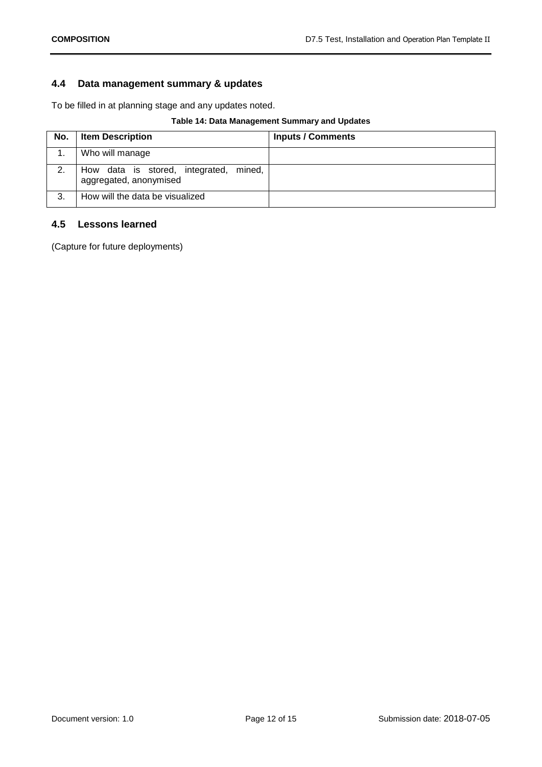## 4.4 Data management summary & updates

To be filled in at planning stage and any updates noted.

**Table 14: Data Management Summary and Updates**

| No. | Item Description | Inputs / Comments |
|---|---|---|
| 1. | Who will manage | |
| 2. | How data is stored, integrated, mined, aggregated, anonymised | |
| 3. | How will the data be visualized | |

## 4.5 Lessons learned

(Capture for future deployments)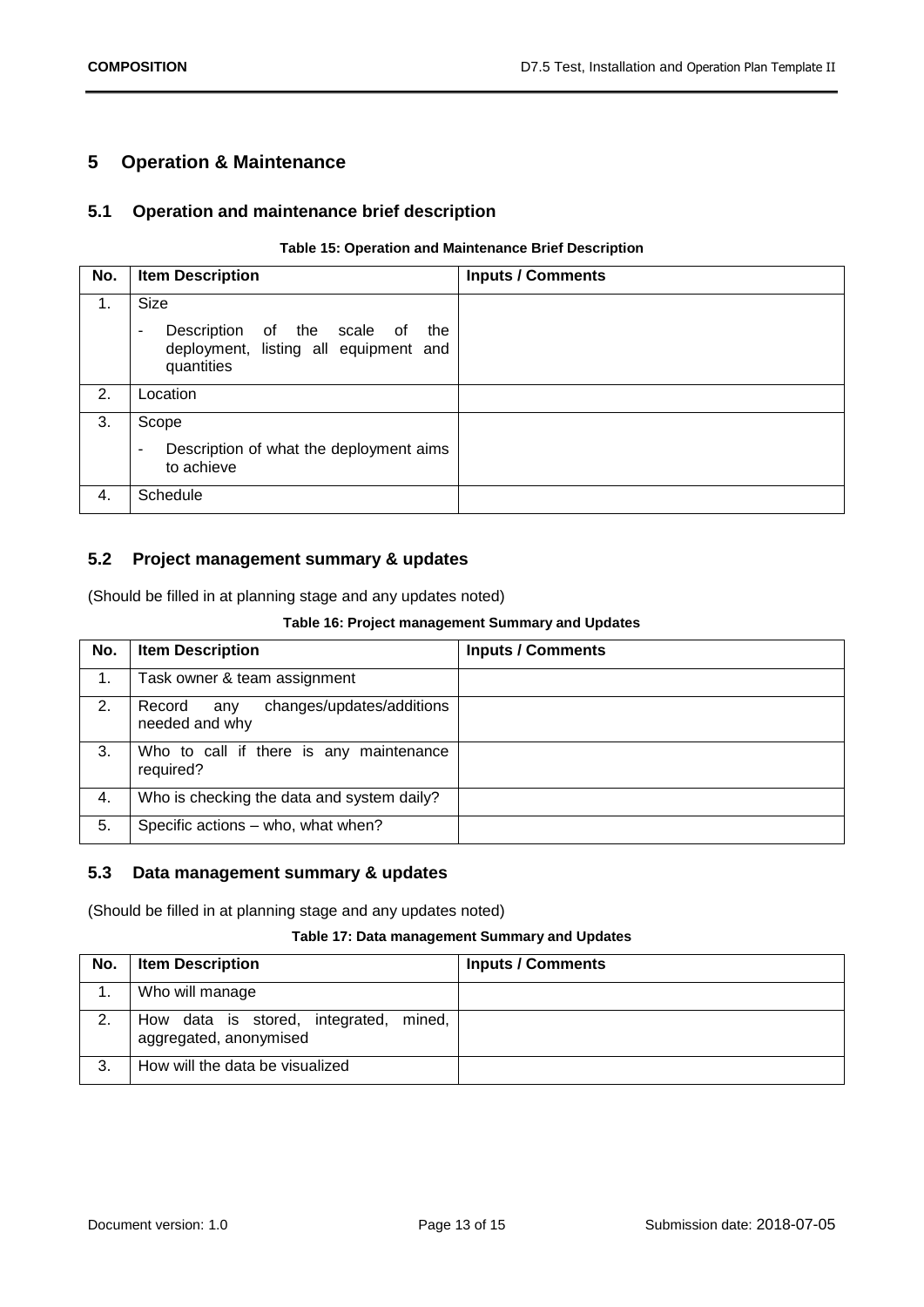# 5 Operation & Maintenance

## 5.1 Operation and maintenance brief description

**Table 15: Operation and Maintenance Brief Description**

| No. | Item Description | Inputs / Comments |
|---|---|---|
| 1. | Size<br>- Description of the scale of the deployment, listing all equipment and quantities | |
| 2. | Location | |
| 3. | Scope<br>- Description of what the deployment aims to achieve | |
| 4. | Schedule | |

## 5.2 Project management summary & updates

(Should be filled in at planning stage and any updates noted)

**Table 16: Project management Summary and Updates**

| No. | Item Description | Inputs / Comments |
|---|---|---|
| 1. | Task owner & team assignment | |
| 2. | Record any changes/updates/additions needed and why | |
| 3. | Who to call if there is any maintenance required? | |
| 4. | Who is checking the data and system daily? | |
| 5. | Specific actions – who, what when? | |

## 5.3 Data management summary & updates

(Should be filled in at planning stage and any updates noted)

**Table 17: Data management Summary and Updates**

| No. | Item Description | Inputs / Comments |
|---|---|---|
| 1. | Who will manage | |
| 2. | How data is stored, integrated, mined, aggregated, anonymised | |
| 3. | How will the data be visualized | |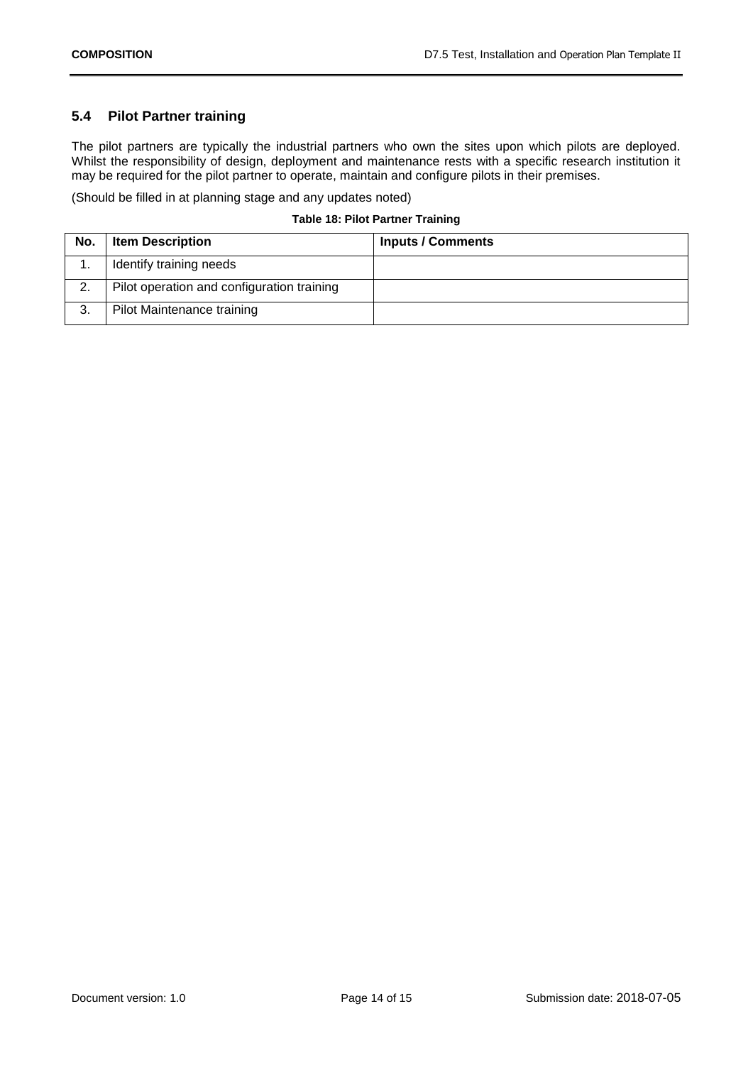## 5.4 Pilot Partner training

The pilot partners are typically the industrial partners who own the sites upon which pilots are deployed. Whilst the responsibility of design, deployment and maintenance rests with a specific research institution it may be required for the pilot partner to operate, maintain and configure pilots in their premises.

(Should be filled in at planning stage and any updates noted)

**Table 18: Pilot Partner Training**

| No. | Item Description | Inputs / Comments |
|---|---|---|
| 1. | Identify training needs | |
| 2. | Pilot operation and configuration training | |
| 3. | Pilot Maintenance training | |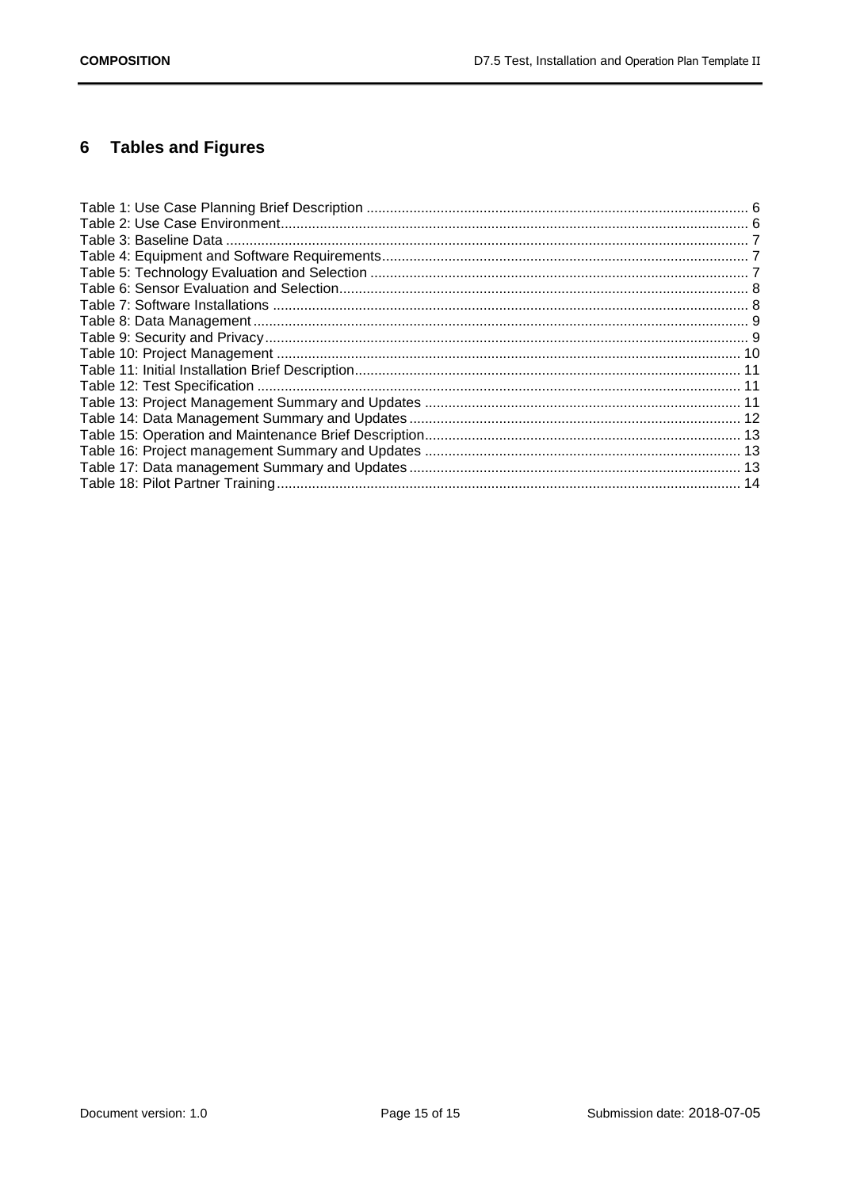# 6 Tables and Figures

Table 1: Use Case Planning Brief Description ........................................................................................ 6
Table 2: Use Case Environment............................................................................................................ 6
Table 3: Baseline Data ......................................................................................................................... 7
Table 4: Equipment and Software Requirements................................................................................. 7
Table 5: Technology Evaluation and Selection ..................................................................................... 7
Table 6: Sensor Evaluation and Selection............................................................................................. 8
Table 7: Software Installations ............................................................................................................. 8
Table 8: Data Management.................................................................................................................. 9
Table 9: Security and Privacy................................................................................................................ 9
Table 10: Project Management ........................................................................................................... 10
Table 11: Initial Installation Brief Description...................................................................................... 11
Table 12: Test Specification ............................................................................................................... 11
Table 13: Project Management Summary and Updates .................................................................... 11
Table 14: Data Management Summary and Updates ........................................................................ 12
Table 15: Operation and Maintenance Brief Description.................................................................... 13
Table 16: Project management Summary and Updates .................................................................... 13
Table 17: Data management Summary and Updates ........................................................................ 13
Table 18: Pilot Partner Training.......................................................................................................... 14